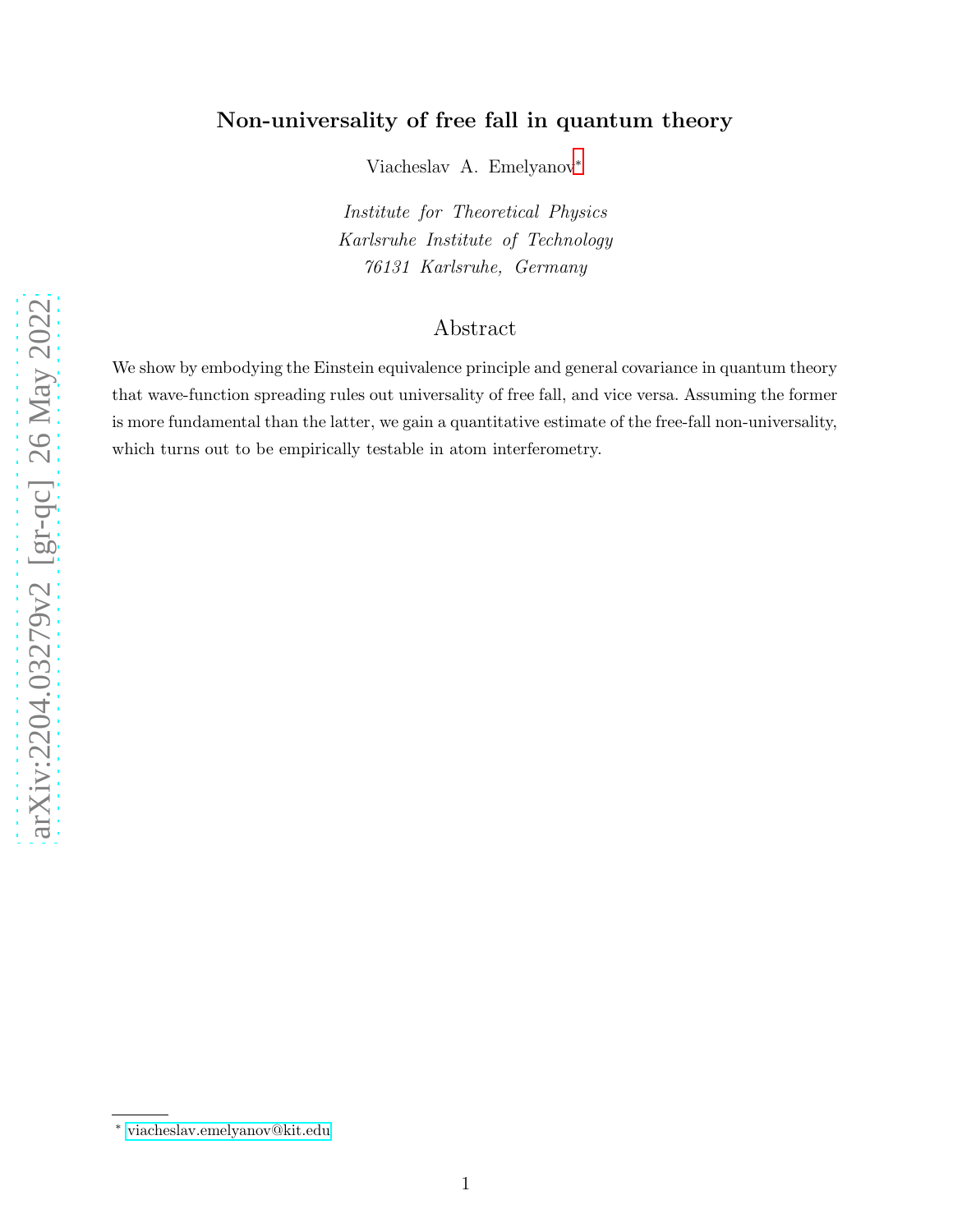# Non-universality of free fall in quantum theory

Viacheslav A. Emelyanov[*]

*Institute for Theoretical Physics*
*Karlsruhe Institute of Technology*
*76131 Karlsruhe, Germany*

## Abstract

We show by embodying the Einstein equivalence principle and general covariance in quantum theory that wave-function spreading rules out universality of free fall, and vice versa. Assuming the former is more fundamental than the latter, we gain a quantitative estimate of the free-fall non-universality, which turns out to be empirically testable in atom interferometry.

[*] viacheslav.emelyanov@kit.edu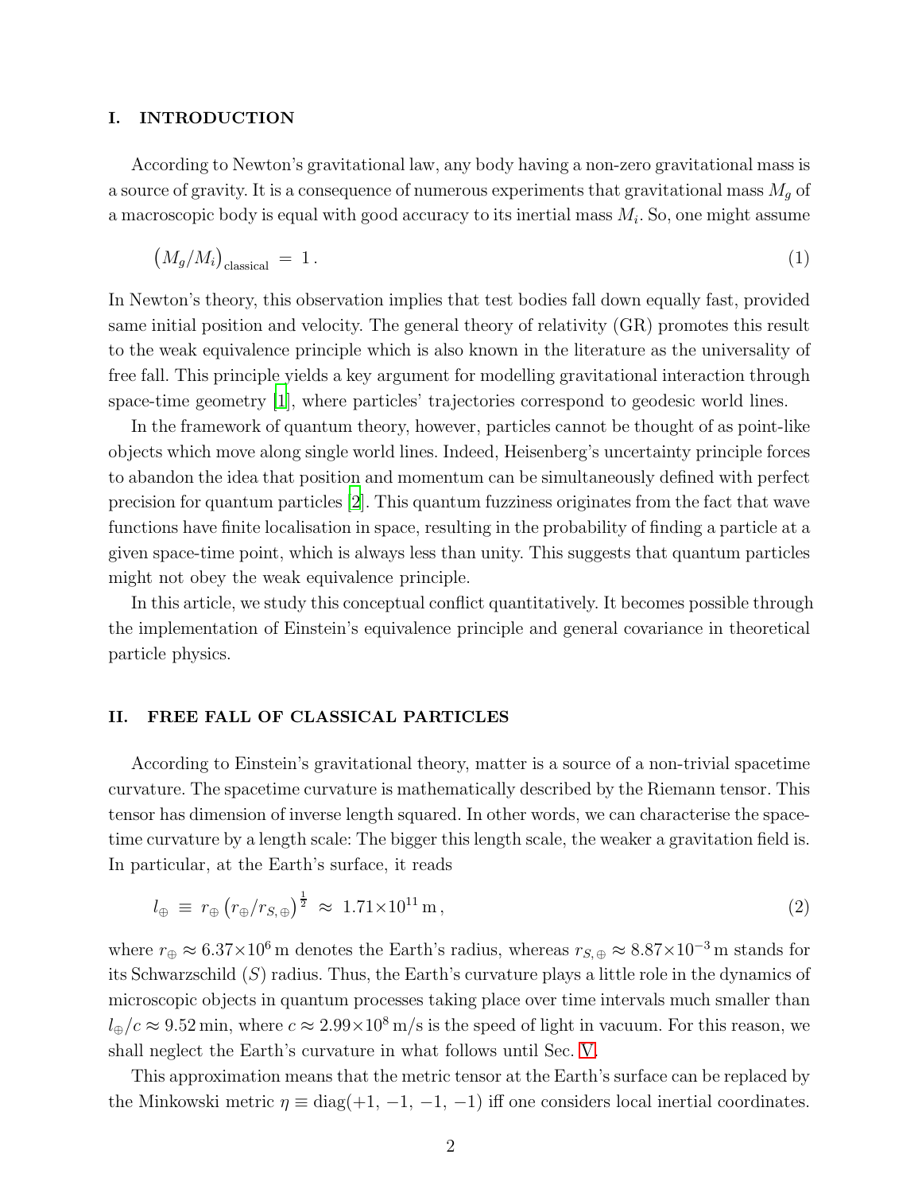## I. INTRODUCTION

According to Newton's gravitational law, any body having a non-zero gravitational mass is a source of gravity. It is a consequence of numerous experiments that gravitational mass $M_g$ of a macroscopic body is equal with good accuracy to its inertial mass $M_i$. So, one might assume

$$\left(M_g/M_i\right)_{\text{classical}} \;=\; 1\,. \tag{1}$$

In Newton's theory, this observation implies that test bodies fall down equally fast, provided same initial position and velocity. The general theory of relativity (GR) promotes this result to the weak equivalence principle which is also known in the literature as the universality of free fall. This principle yields a key argument for modelling gravitational interaction through space-time geometry [1], where particles' trajectories correspond to geodesic world lines.

In the framework of quantum theory, however, particles cannot be thought of as point-like objects which move along single world lines. Indeed, Heisenberg's uncertainty principle forces to abandon the idea that position and momentum can be simultaneously defined with perfect precision for quantum particles [2]. This quantum fuzziness originates from the fact that wave functions have finite localisation in space, resulting in the probability of finding a particle at a given space-time point, which is always less than unity. This suggests that quantum particles might not obey the weak equivalence principle.

In this article, we study this conceptual conflict quantitatively. It becomes possible through the implementation of Einstein's equivalence principle and general covariance in theoretical particle physics.

## II. FREE FALL OF CLASSICAL PARTICLES

According to Einstein's gravitational theory, matter is a source of a non-trivial spacetime curvature. The spacetime curvature is mathematically described by the Riemann tensor. This tensor has dimension of inverse length squared. In other words, we can characterise the space-time curvature by a length scale: The bigger this length scale, the weaker a gravitation field is. In particular, at the Earth's surface, it reads

$$l_\oplus \;\equiv\; r_\oplus\left(r_\oplus/r_{S,\oplus}\right)^{\frac{1}{2}} \;\approx\; 1.71{\times}10^{11}\,\text{m}\,, \tag{2}$$

where $r_\oplus \approx 6.37{\times}10^{6}\,\text{m}$ denotes the Earth's radius, whereas $r_{S,\oplus} \approx 8.87{\times}10^{-3}\,\text{m}$ stands for its Schwarzschild ($S$) radius. Thus, the Earth's curvature plays a little role in the dynamics of microscopic objects in quantum processes taking place over time intervals much smaller than $l_\oplus/c \approx 9.52\,\text{min}$, where $c \approx 2.99{\times}10^{8}\,\text{m/s}$ is the speed of light in vacuum. For this reason, we shall neglect the Earth's curvature in what follows until Sec. V.

This approximation means that the metric tensor at the Earth's surface can be replaced by the Minkowski metric $\eta \equiv \text{diag}(+1,\,-1,\,-1,\,-1)$ iff one considers local inertial coordinates.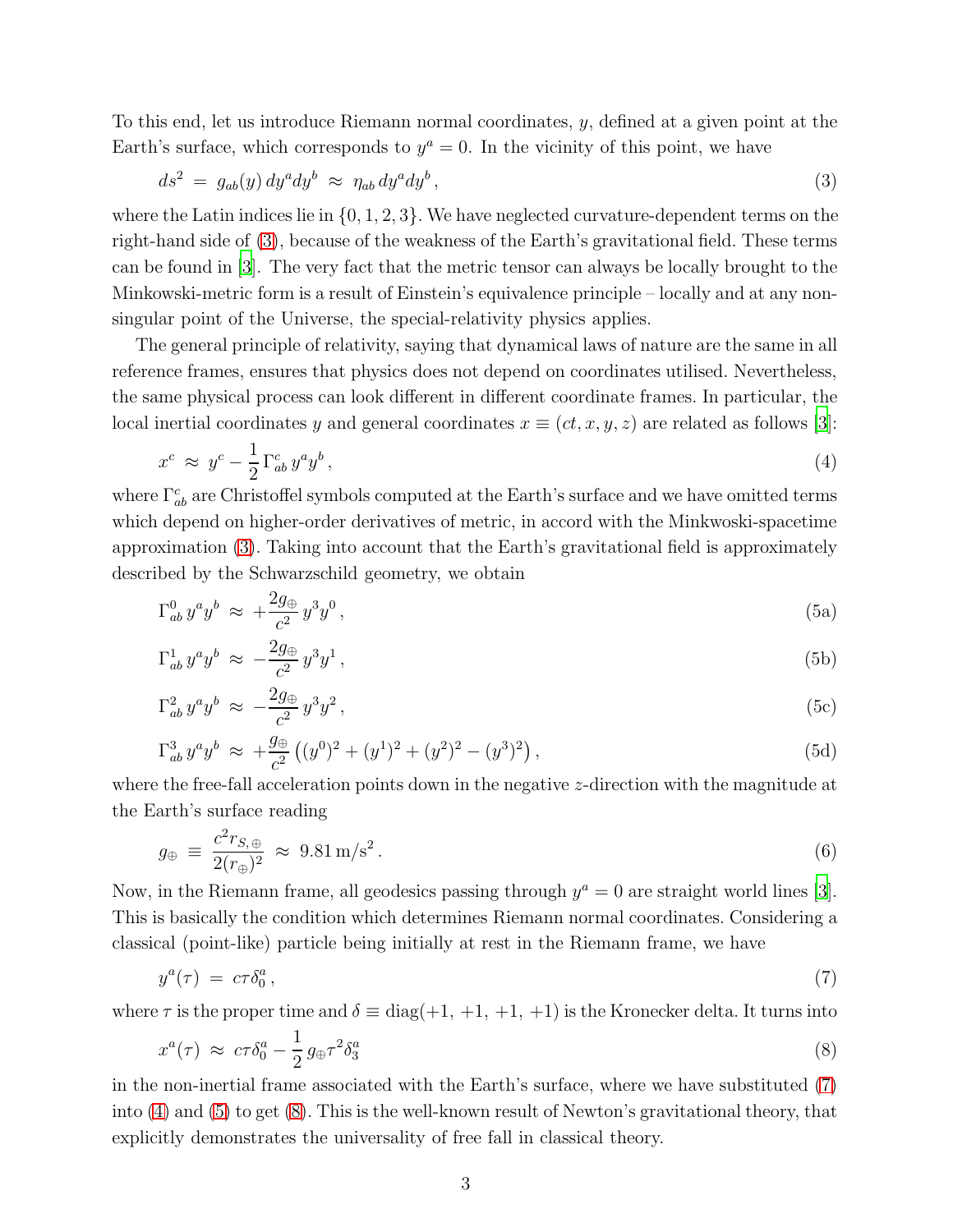To this end, let us introduce Riemann normal coordinates, $y$, defined at a given point at the Earth's surface, which corresponds to $y^a = 0$. In the vicinity of this point, we have

$$ds^2 \;=\; g_{ab}(y)\, dy^a dy^b \;\approx\; \eta_{ab}\, dy^a dy^b\,, \tag{3}$$

where the Latin indices lie in $\{0, 1, 2, 3\}$. We have neglected curvature-dependent terms on the right-hand side of (3), because of the weakness of the Earth's gravitational field. These terms can be found in [3]. The very fact that the metric tensor can always be locally brought to the Minkowski-metric form is a result of Einstein's equivalence principle – locally and at any non-singular point of the Universe, the special-relativity physics applies.

The general principle of relativity, saying that dynamical laws of nature are the same in all reference frames, ensures that physics does not depend on coordinates utilised. Nevertheless, the same physical process can look different in different coordinate frames. In particular, the local inertial coordinates $y$ and general coordinates $x \equiv (ct, x, y, z)$ are related as follows [3]:

$$x^c \;\approx\; y^c - \frac{1}{2}\,\Gamma^c_{ab}\, y^a y^b\,, \tag{4}$$

where $\Gamma^c_{ab}$ are Christoffel symbols computed at the Earth's surface and we have omitted terms which depend on higher-order derivatives of metric, in accord with the Minkwoski-spacetime approximation (3). Taking into account that the Earth's gravitational field is approximately described by the Schwarzschild geometry, we obtain

$$\Gamma^0_{ab}\, y^a y^b \;\approx\; +\frac{2g_\oplus}{c^2}\, y^3 y^0\,, \tag{5a}$$

$$\Gamma^1_{ab}\, y^a y^b \;\approx\; -\frac{2g_\oplus}{c^2}\, y^3 y^1\,, \tag{5b}$$

$$\Gamma^2_{ab}\, y^a y^b \;\approx\; -\frac{2g_\oplus}{c^2}\, y^3 y^2\,, \tag{5c}$$

$$\Gamma^3_{ab}\, y^a y^b \;\approx\; +\frac{g_\oplus}{c^2}\left((y^0)^2 + (y^1)^2 + (y^2)^2 - (y^3)^2\right), \tag{5d}$$

where the free-fall acceleration points down in the negative $z$-direction with the magnitude at the Earth's surface reading

$$g_\oplus \;\equiv\; \frac{c^2 r_{S,\oplus}}{2(r_\oplus)^2} \;\approx\; 9.81\,\mathrm{m/s}^2\,. \tag{6}$$

Now, in the Riemann frame, all geodesics passing through $y^a = 0$ are straight world lines [3]. This is basically the condition which determines Riemann normal coordinates. Considering a classical (point-like) particle being initially at rest in the Riemann frame, we have

$$y^a(\tau) \;=\; c\tau\delta^a_0\,, \tag{7}$$

where $\tau$ is the proper time and $\delta \equiv \mathrm{diag}(+1, +1, +1, +1)$ is the Kronecker delta. It turns into

$$x^a(\tau) \;\approx\; c\tau\delta^a_0 - \frac{1}{2}\, g_\oplus \tau^2 \delta^a_3 \tag{8}$$

in the non-inertial frame associated with the Earth's surface, where we have substituted (7) into (4) and (5) to get (8). This is the well-known result of Newton's gravitational theory, that explicitly demonstrates the universality of free fall in classical theory.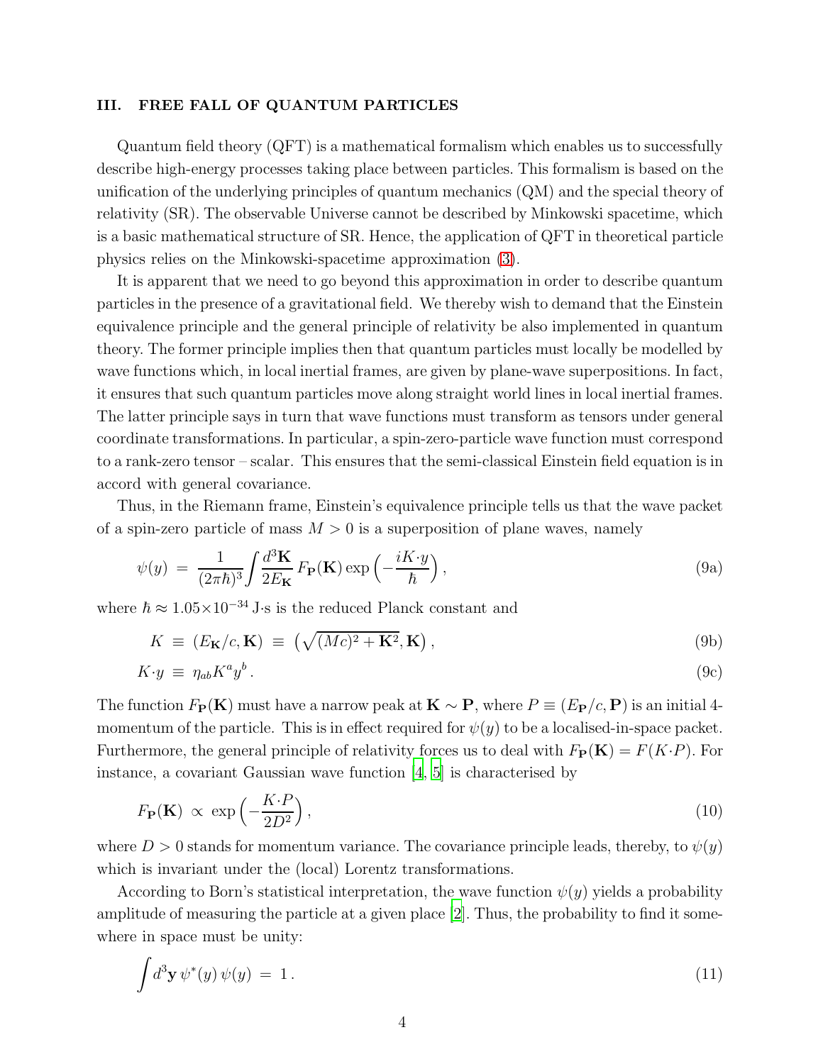## III. FREE FALL OF QUANTUM PARTICLES

Quantum field theory (QFT) is a mathematical formalism which enables us to successfully describe high-energy processes taking place between particles. This formalism is based on the unification of the underlying principles of quantum mechanics (QM) and the special theory of relativity (SR). The observable Universe cannot be described by Minkowski spacetime, which is a basic mathematical structure of SR. Hence, the application of QFT in theoretical particle physics relies on the Minkowski-spacetime approximation (3).

It is apparent that we need to go beyond this approximation in order to describe quantum particles in the presence of a gravitational field. We thereby wish to demand that the Einstein equivalence principle and the general principle of relativity be also implemented in quantum theory. The former principle implies then that quantum particles must locally be modelled by wave functions which, in local inertial frames, are given by plane-wave superpositions. In fact, it ensures that such quantum particles move along straight world lines in local inertial frames. The latter principle says in turn that wave functions must transform as tensors under general coordinate transformations. In particular, a spin-zero-particle wave function must correspond to a rank-zero tensor – scalar. This ensures that the semi-classical Einstein field equation is in accord with general covariance.

Thus, in the Riemann frame, Einstein's equivalence principle tells us that the wave packet of a spin-zero particle of mass $M > 0$ is a superposition of plane waves, namely

$$\psi(y) \;=\; \frac{1}{(2\pi\hbar)^3}\int \frac{d^3\mathbf{K}}{2E_{\mathbf{K}}}\, F_{\mathbf{P}}(\mathbf{K})\exp\left(-\frac{iK\cdot y}{\hbar}\right), \tag{9a}$$

where $\hbar \approx 1.05\times 10^{-34}$ J·s is the reduced Planck constant and

$$K \;\equiv\; (E_{\mathbf{K}}/c, \mathbf{K}) \;\equiv\; \left(\sqrt{(Mc)^2 + \mathbf{K}^2}, \mathbf{K}\right), \tag{9b}$$

$$K\cdot y \;\equiv\; \eta_{ab}K^a y^b\,. \tag{9c}$$

The function $F_{\mathbf{P}}(\mathbf{K})$ must have a narrow peak at $\mathbf{K} \sim \mathbf{P}$, where $P \equiv (E_{\mathbf{P}}/c, \mathbf{P})$ is an initial 4-momentum of the particle. This is in effect required for $\psi(y)$ to be a localised-in-space packet. Furthermore, the general principle of relativity forces us to deal with $F_{\mathbf{P}}(\mathbf{K}) = F(K\cdot P)$. For instance, a covariant Gaussian wave function [4, 5] is characterised by

$$F_{\mathbf{P}}(\mathbf{K}) \;\propto\; \exp\left(-\frac{K\cdot P}{2D^2}\right), \tag{10}$$

where $D > 0$ stands for momentum variance. The covariance principle leads, thereby, to $\psi(y)$ which is invariant under the (local) Lorentz transformations.

According to Born's statistical interpretation, the wave function $\psi(y)$ yields a probability amplitude of measuring the particle at a given place [2]. Thus, the probability to find it somewhere in space must be unity:

$$\int d^3\mathbf{y}\,\psi^*(y)\,\psi(y) \;=\; 1\,. \tag{11}$$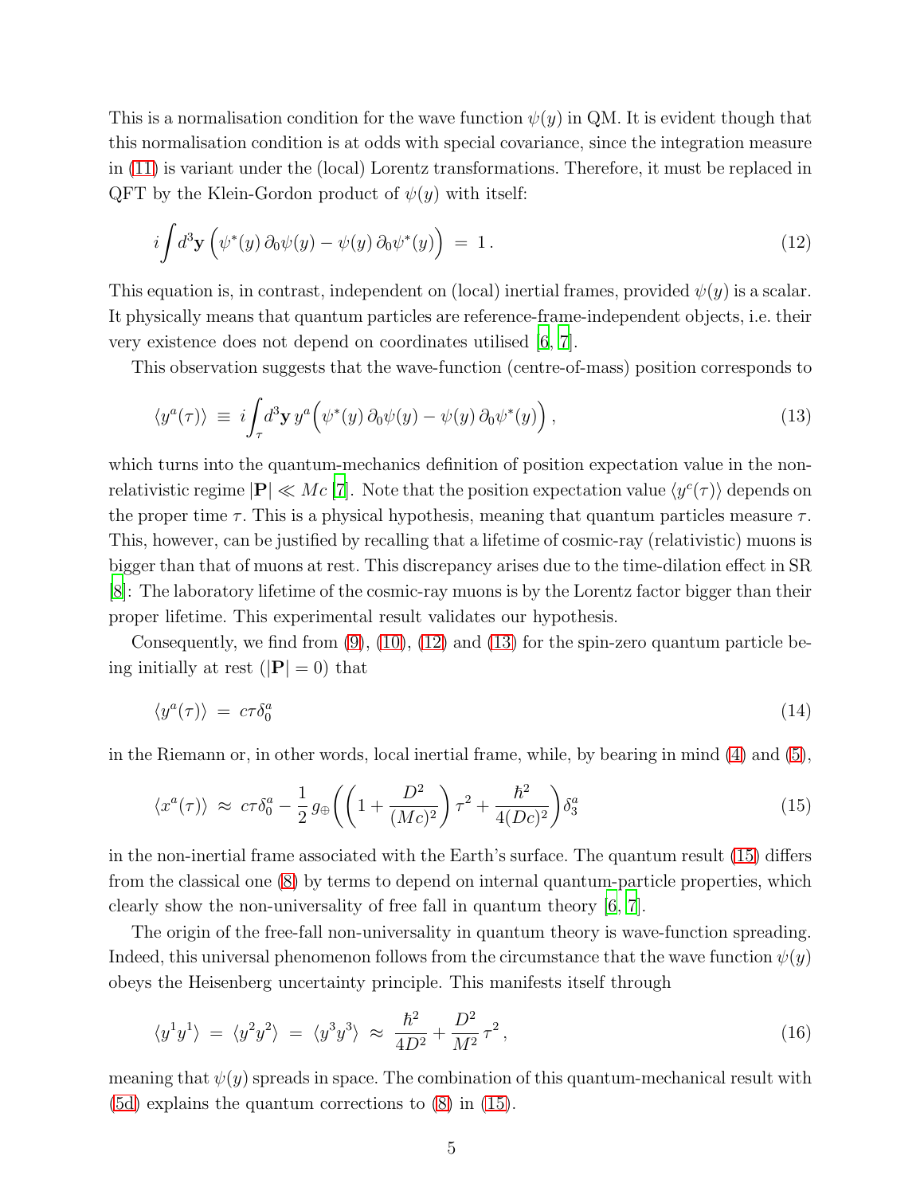This is a normalisation condition for the wave function $\psi(y)$ in QM. It is evident though that this normalisation condition is at odds with special covariance, since the integration measure in (11) is variant under the (local) Lorentz transformations. Therefore, it must be replaced in QFT by the Klein-Gordon product of $\psi(y)$ with itself:

$$i\int d^3\mathbf{y}\,\Big(\psi^*(y)\,\partial_0\psi(y) - \psi(y)\,\partial_0\psi^*(y)\Big) \;=\; 1\,. \tag{12}$$

This equation is, in contrast, independent on (local) inertial frames, provided $\psi(y)$ is a scalar. It physically means that quantum particles are reference-frame-independent objects, i.e. their very existence does not depend on coordinates utilised [6, 7].

This observation suggests that the wave-function (centre-of-mass) position corresponds to

$$\langle y^a(\tau)\rangle \;\equiv\; i\int_\tau d^3\mathbf{y}\,y^a\Big(\psi^*(y)\,\partial_0\psi(y) - \psi(y)\,\partial_0\psi^*(y)\Big)\,, \tag{13}$$

which turns into the quantum-mechanics definition of position expectation value in the non-relativistic regime $|\mathbf{P}| \ll Mc$ [7]. Note that the position expectation value $\langle y^c(\tau)\rangle$ depends on the proper time $\tau$. This is a physical hypothesis, meaning that quantum particles measure $\tau$. This, however, can be justified by recalling that a lifetime of cosmic-ray (relativistic) muons is bigger than that of muons at rest. This discrepancy arises due to the time-dilation effect in SR [8]: The laboratory lifetime of the cosmic-ray muons is by the Lorentz factor bigger than their proper lifetime. This experimental result validates our hypothesis.

Consequently, we find from (9), (10), (12) and (13) for the spin-zero quantum particle being initially at rest ($|\mathbf{P}| = 0$) that

$$\langle y^a(\tau)\rangle \;=\; c\tau\delta_0^a \tag{14}$$

in the Riemann or, in other words, local inertial frame, while, by bearing in mind (4) and (5),

$$\langle x^a(\tau)\rangle \;\approx\; c\tau\delta_0^a - \frac{1}{2}\,g_\oplus\left(\left(1 + \frac{D^2}{(Mc)^2}\right)\tau^2 + \frac{\hbar^2}{4(Dc)^2}\right)\delta_3^a \tag{15}$$

in the non-inertial frame associated with the Earth's surface. The quantum result (15) differs from the classical one (8) by terms to depend on internal quantum-particle properties, which clearly show the non-universality of free fall in quantum theory [6, 7].

The origin of the free-fall non-universality in quantum theory is wave-function spreading. Indeed, this universal phenomenon follows from the circumstance that the wave function $\psi(y)$ obeys the Heisenberg uncertainty principle. This manifests itself through

$$\langle y^1y^1\rangle \;=\; \langle y^2y^2\rangle \;=\; \langle y^3y^3\rangle \;\approx\; \frac{\hbar^2}{4D^2} + \frac{D^2}{M^2}\,\tau^2\,, \tag{16}$$

meaning that $\psi(y)$ spreads in space. The combination of this quantum-mechanical result with (5d) explains the quantum corrections to (8) in (15).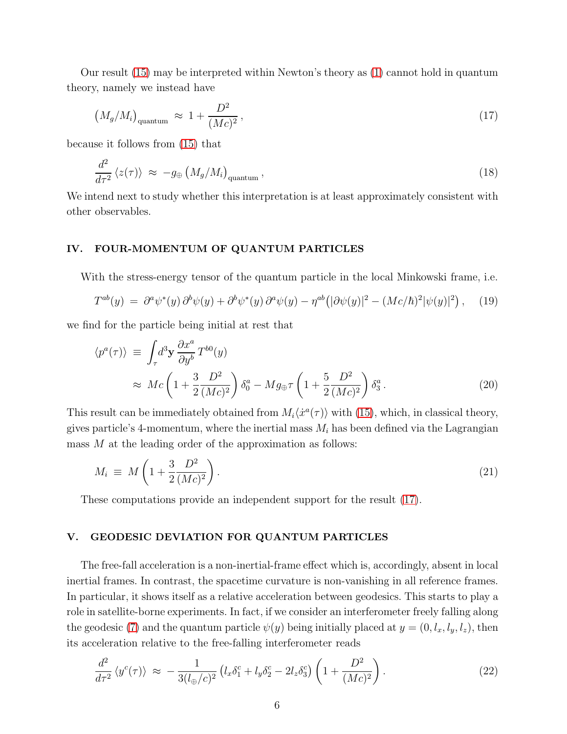Our result (15) may be interpreted within Newton's theory as (1) cannot hold in quantum theory, namely we instead have

$$\left(M_g/M_i\right)_{\text{quantum}} \approx 1 + \frac{D^2}{(Mc)^2}\,, \tag{17}$$

because it follows from (15) that

$$\frac{d^2}{d\tau^2}\,\langle z(\tau)\rangle \approx -g_{\oplus}\left(M_g/M_i\right)_{\text{quantum}}\,, \tag{18}$$

We intend next to study whether this interpretation is at least approximately consistent with other observables.

## IV. FOUR-MOMENTUM OF QUANTUM PARTICLES

With the stress-energy tensor of the quantum particle in the local Minkowski frame, i.e.

$$T^{ab}(y) = \partial^a\psi^*(y)\,\partial^b\psi(y) + \partial^b\psi^*(y)\,\partial^a\psi(y) - \eta^{ab}\left(|\partial\psi(y)|^2 - (Mc/\hbar)^2|\psi(y)|^2\right), \tag{19}$$

we find for the particle being initial at rest that

$$\begin{aligned}\langle p^a(\tau)\rangle &\equiv \int_\tau d^3\mathbf{y}\,\frac{\partial x^a}{\partial y^b}\,T^{b0}(y)\\ &\approx Mc\left(1 + \frac{3}{2}\frac{D^2}{(Mc)^2}\right)\delta^a_0 - Mg_{\oplus}\tau\left(1 + \frac{5}{2}\frac{D^2}{(Mc)^2}\right)\delta^a_3\,.\end{aligned} \tag{20}$$

This result can be immediately obtained from $M_i\langle\dot{x}^a(\tau)\rangle$ with (15), which, in classical theory, gives particle's 4-momentum, where the inertial mass $M_i$ has been defined via the Lagrangian mass $M$ at the leading order of the approximation as follows:

$$M_i \equiv M\left(1 + \frac{3}{2}\frac{D^2}{(Mc)^2}\right). \tag{21}$$

These computations provide an independent support for the result (17).

## V. GEODESIC DEVIATION FOR QUANTUM PARTICLES

The free-fall acceleration is a non-inertial-frame effect which is, accordingly, absent in local inertial frames. In contrast, the spacetime curvature is non-vanishing in all reference frames. In particular, it shows itself as a relative acceleration between geodesics. This starts to play a role in satellite-borne experiments. In fact, if we consider an interferometer freely falling along the geodesic (7) and the quantum particle $\psi(y)$ being initially placed at $y = (0, l_x, l_y, l_z)$, then its acceleration relative to the free-falling interferometer reads

$$\frac{d^2}{d\tau^2}\,\langle y^c(\tau)\rangle \approx -\frac{1}{3(l_{\oplus}/c)^2}\left(l_x\delta^c_1 + l_y\delta^c_2 - 2l_z\delta^c_3\right)\left(1 + \frac{D^2}{(Mc)^2}\right). \tag{22}$$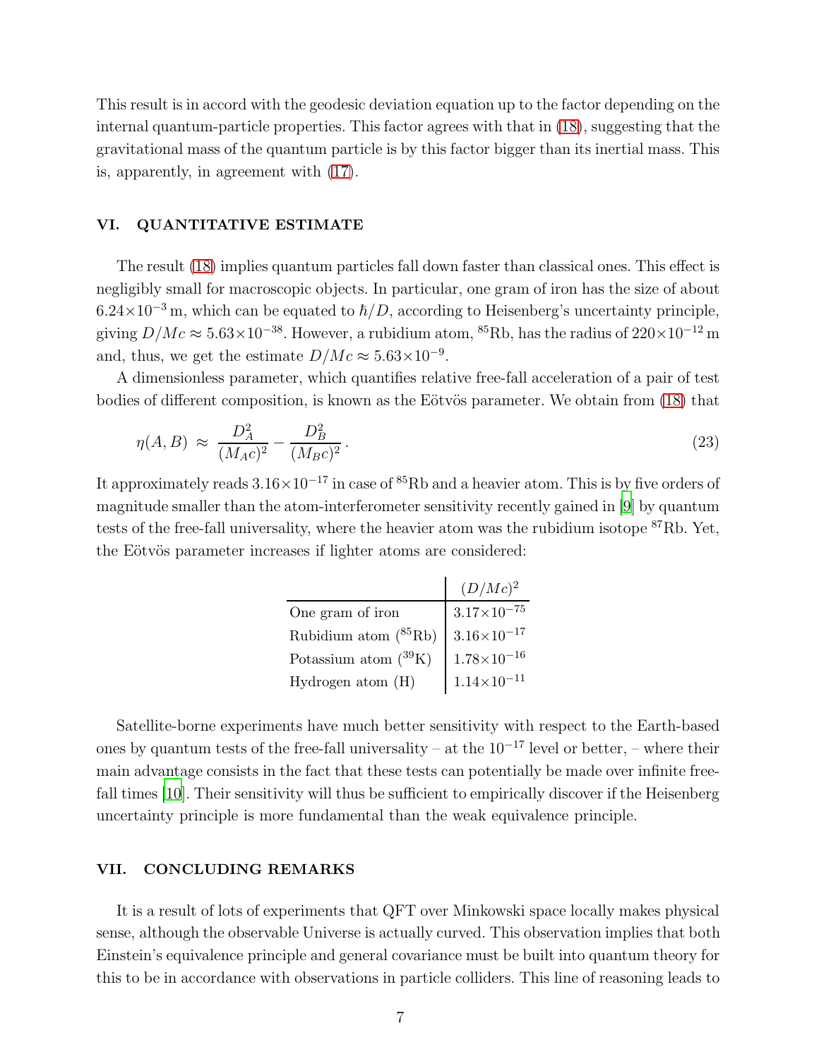This result is in accord with the geodesic deviation equation up to the factor depending on the internal quantum-particle properties. This factor agrees with that in (18), suggesting that the gravitational mass of the quantum particle is by this factor bigger than its inertial mass. This is, apparently, in agreement with (17).

## VI. QUANTITATIVE ESTIMATE

The result (18) implies quantum particles fall down faster than classical ones. This effect is negligibly small for macroscopic objects. In particular, one gram of iron has the size of about $6.24\times10^{-3}$ m, which can be equated to $\hbar/D$, according to Heisenberg's uncertainty principle, giving $D/Mc \approx 5.63\times10^{-38}$. However, a rubidium atom, $^{85}$Rb, has the radius of $220\times10^{-12}$ m and, thus, we get the estimate $D/Mc \approx 5.63\times10^{-9}$.

A dimensionless parameter, which quantifies relative free-fall acceleration of a pair of test bodies of different composition, is known as the Eötvös parameter. We obtain from (18) that

$$\eta(A,B) \approx \frac{D_A^2}{(M_A c)^2} - \frac{D_B^2}{(M_B c)^2}\,. \tag{23}$$

It approximately reads $3.16\times10^{-17}$ in case of $^{85}$Rb and a heavier atom. This is by five orders of magnitude smaller than the atom-interferometer sensitivity recently gained in [9] by quantum tests of the free-fall universality, where the heavier atom was the rubidium isotope $^{87}$Rb. Yet, the Eötvös parameter increases if lighter atoms are considered:

| | $(D/Mc)^2$ |
|---|---|
| One gram of iron | $3.17\times10^{-75}$ |
| Rubidium atom ($^{85}$Rb) | $3.16\times10^{-17}$ |
| Potassium atom ($^{39}$K) | $1.78\times10^{-16}$ |
| Hydrogen atom (H) | $1.14\times10^{-11}$ |

Satellite-borne experiments have much better sensitivity with respect to the Earth-based ones by quantum tests of the free-fall universality – at the $10^{-17}$ level or better, – where their main advantage consists in the fact that these tests can potentially be made over infinite free-fall times [10]. Their sensitivity will thus be sufficient to empirically discover if the Heisenberg uncertainty principle is more fundamental than the weak equivalence principle.

## VII. CONCLUDING REMARKS

It is a result of lots of experiments that QFT over Minkowski space locally makes physical sense, although the observable Universe is actually curved. This observation implies that both Einstein's equivalence principle and general covariance must be built into quantum theory for this to be in accordance with observations in particle colliders. This line of reasoning leads to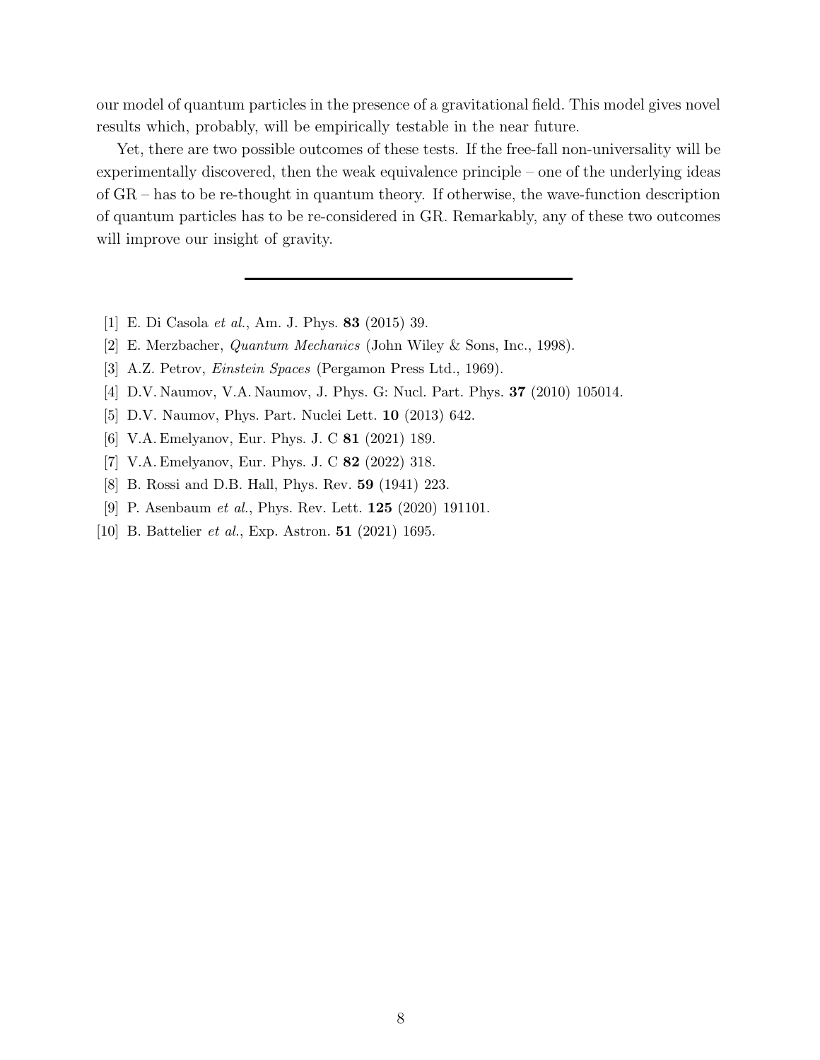our model of quantum particles in the presence of a gravitational field. This model gives novel results which, probably, will be empirically testable in the near future.

Yet, there are two possible outcomes of these tests. If the free-fall non-universality will be experimentally discovered, then the weak equivalence principle – one of the underlying ideas of GR – has to be re-thought in quantum theory. If otherwise, the wave-function description of quantum particles has to be re-considered in GR. Remarkably, any of these two outcomes will improve our insight of gravity.

---

[1] E. Di Casola *et al.*, Am. J. Phys. **83** (2015) 39.

[2] E. Merzbacher, *Quantum Mechanics* (John Wiley & Sons, Inc., 1998).

[3] A.Z. Petrov, *Einstein Spaces* (Pergamon Press Ltd., 1969).

[4] D.V. Naumov, V.A. Naumov, J. Phys. G: Nucl. Part. Phys. **37** (2010) 105014.

[5] D.V. Naumov, Phys. Part. Nuclei Lett. **10** (2013) 642.

[6] V.A. Emelyanov, Eur. Phys. J. C **81** (2021) 189.

[7] V.A. Emelyanov, Eur. Phys. J. C **82** (2022) 318.

[8] B. Rossi and D.B. Hall, Phys. Rev. **59** (1941) 223.

[9] P. Asenbaum *et al.*, Phys. Rev. Lett. **125** (2020) 191101.

[10] B. Battelier *et al.*, Exp. Astron. **51** (2021) 1695.